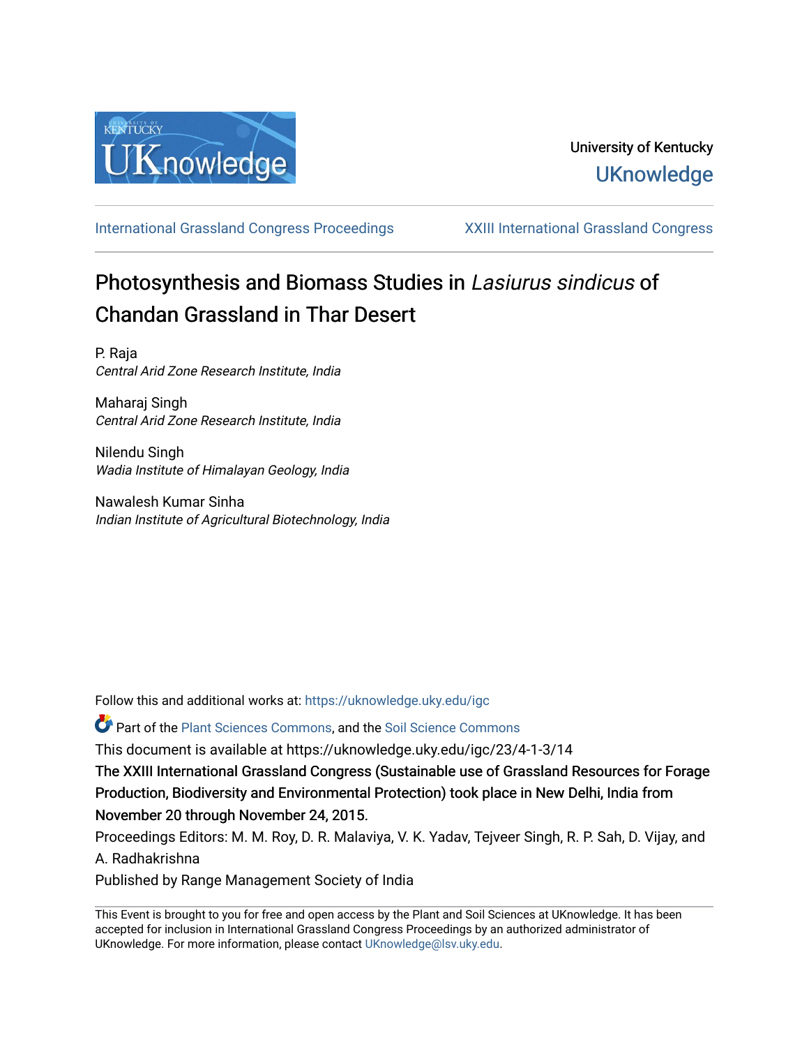University of Kentucky
UKnowledge

International Grassland Congress Proceedings | XXIII International Grassland Congress

# Photosynthesis and Biomass Studies in *Lasiurus sindicus* of Chandan Grassland in Thar Desert

P. Raja
*Central Arid Zone Research Institute, India*

Maharaj Singh
*Central Arid Zone Research Institute, India*

Nilendu Singh
*Wadia Institute of Himalayan Geology, India*

Nawalesh Kumar Sinha
*Indian Institute of Agricultural Biotechnology, India*

Follow this and additional works at: https://uknowledge.uky.edu/igc

Part of the Plant Sciences Commons, and the Soil Science Commons

This document is available at https://uknowledge.uky.edu/igc/23/4-1-3/14

The XXIII International Grassland Congress (Sustainable use of Grassland Resources for Forage Production, Biodiversity and Environmental Protection) took place in New Delhi, India from November 20 through November 24, 2015.

Proceedings Editors: M. M. Roy, D. R. Malaviya, V. K. Yadav, Tejveer Singh, R. P. Sah, D. Vijay, and A. Radhakrishna

Published by Range Management Society of India

This Event is brought to you for free and open access by the Plant and Soil Sciences at UKnowledge. It has been accepted for inclusion in International Grassland Congress Proceedings by an authorized administrator of UKnowledge. For more information, please contact UKnowledge@lsv.uky.edu.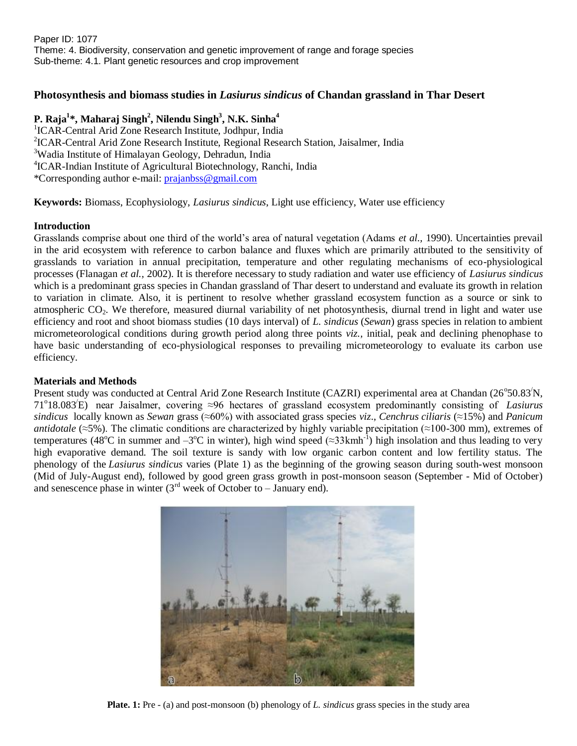Paper ID: 1077
Theme: 4. Biodiversity, conservation and genetic improvement of range and forage species
Sub-theme: 4.1. Plant genetic resources and crop improvement

# Photosynthesis and biomass studies in *Lasiurus sindicus* of Chandan grassland in Thar Desert

**P. Raja[1]*, Maharaj Singh[2], Nilendu Singh[3], N.K. Sinha[4]**

[1]ICAR-Central Arid Zone Research Institute, Jodhpur, India
[2]ICAR-Central Arid Zone Research Institute, Regional Research Station, Jaisalmer, India
[3]Wadia Institute of Himalayan Geology, Dehradun, India
[4]ICAR-Indian Institute of Agricultural Biotechnology, Ranchi, India
*Corresponding author e-mail: prajanbss@gmail.com

**Keywords:** Biomass, Ecophysiology, *Lasiurus sindicus*, Light use efficiency, Water use efficiency

## Introduction

Grasslands comprise about one third of the world's area of natural vegetation (Adams *et al.,* 1990). Uncertainties prevail in the arid ecosystem with reference to carbon balance and fluxes which are primarily attributed to the sensitivity of grasslands to variation in annual precipitation, temperature and other regulating mechanisms of eco-physiological processes (Flanagan *et al.*, 2002). It is therefore necessary to study radiation and water use efficiency of *Lasiurus sindicus* which is a predominant grass species in Chandan grassland of Thar desert to understand and evaluate its growth in relation to variation in climate. Also, it is pertinent to resolve whether grassland ecosystem function as a source or sink to atmospheric $CO_2$. We therefore, measured diurnal variability of net photosynthesis, diurnal trend in light and water use efficiency and root and shoot biomass studies (10 days interval) of *L. sindicus* (*Sewan*) grass species in relation to ambient micrometeorological conditions during growth period along three points *viz.,* initial, peak and declining phenophase to have basic understanding of eco-physiological responses to prevailing micrometeorology to evaluate its carbon use efficiency.

## Materials and Methods

Present study was conducted at Central Arid Zone Research Institute (CAZRI) experimental area at Chandan (26°50.83′N, 71°18.083′E) near Jaisalmer, covering ≈96 hectares of grassland ecosystem predominantly consisting of *Lasiurus sindicus* locally known as *Sewan* grass (≈60%) with associated grass species *viz*., *Cenchrus ciliaris* (≈15%) and *Panicum antidotale* (≈5%). The climatic conditions are characterized by highly variable precipitation (≈100-300 mm), extremes of temperatures (48°C in summer and –3°C in winter), high wind speed (≈33kmh$^{-1}$) high insolation and thus leading to very high evaporative demand. The soil texture is sandy with low organic carbon content and low fertility status. The phenology of the *Lasiurus sindicus* varies (Plate 1) as the beginning of the growing season during south-west monsoon (Mid of July-August end), followed by good green grass growth in post-monsoon season (September - Mid of October) and senescence phase in winter (3rd week of October to – January end).

**Plate. 1:** Pre - (a) and post-monsoon (b) phenology of *L. sindicus* grass species in the study area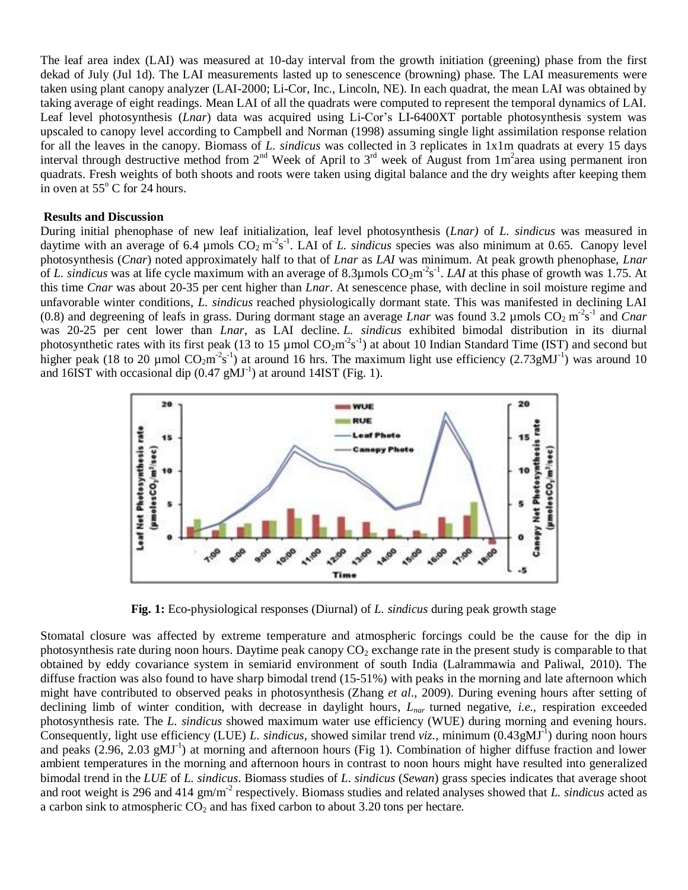The leaf area index (LAI) was measured at 10-day interval from the growth initiation (greening) phase from the first dekad of July (Jul 1d). The LAI measurements lasted up to senescence (browning) phase. The LAI measurements were taken using plant canopy analyzer (LAI-2000; Li-Cor, Inc., Lincoln, NE). In each quadrat, the mean LAI was obtained by taking average of eight readings. Mean LAI of all the quadrats were computed to represent the temporal dynamics of LAI. Leaf level photosynthesis (*Lnar*) data was acquired using Li-Cor's LI-6400XT portable photosynthesis system was upscaled to canopy level according to Campbell and Norman (1998) assuming single light assimilation response relation for all the leaves in the canopy. Biomass of *L. sindicus* was collected in 3 replicates in 1x1m quadrats at every 15 days interval through destructive method from 2nd Week of April to 3rd week of August from 1m$^2$area using permanent iron quadrats. Fresh weights of both shoots and roots were taken using digital balance and the dry weights after keeping them in oven at 55$^o$ C for 24 hours.

## Results and Discussion

During initial phenophase of new leaf initialization, leaf level photosynthesis (*Lnar)* of *L. sindicus* was measured in daytime with an average of 6.4 µmols $CO_2$ m$^{-2}$s$^{-1}$. LAI of *L. sindicus* species was also minimum at 0.65. Canopy level photosynthesis (*Cnar*) noted approximately half to that of *Lnar* as *LAI* was minimum. At peak growth phenophase, *Lnar* of *L. sindicus* was at life cycle maximum with an average of 8.3µmols $CO_2$m$^{-2}$s$^{-1}$. *LAI* at this phase of growth was 1.75. At this time *Cnar* was about 20-35 per cent higher than *Lnar*. At senescence phase, with decline in soil moisture regime and unfavorable winter conditions, *L. sindicus* reached physiologically dormant state. This was manifested in declining LAI (0.8) and degreening of leafs in grass. During dormant stage an average *Lnar* was found 3.2 µmols $CO_2$ m$^{-2}$s$^{-1}$ and *Cnar* was 20-25 per cent lower than *Lnar*, as LAI decline. *L. sindicus* exhibited bimodal distribution in its diurnal photosynthetic rates with its first peak (13 to 15 µmol $CO_2$m$^{-2}$s$^{-1}$) at about 10 Indian Standard Time (IST) and second but higher peak (18 to 20 µmol $CO_2$m$^{-2}$s$^{-1}$) at around 16 hrs. The maximum light use efficiency (2.73gMJ$^{-1}$) was around 10 and 16IST with occasional dip (0.47 gMJ$^{-1}$) at around 14IST (Fig. 1).

**Fig. 1:** Eco-physiological responses (Diurnal) of *L. sindicus* during peak growth stage

Stomatal closure was affected by extreme temperature and atmospheric forcings could be the cause for the dip in photosynthesis rate during noon hours. Daytime peak canopy $CO_2$ exchange rate in the present study is comparable to that obtained by eddy covariance system in semiarid environment of south India (Lalrammawia and Paliwal, 2010). The diffuse fraction was also found to have sharp bimodal trend (15-51%) with peaks in the morning and late afternoon which might have contributed to observed peaks in photosynthesis (Zhang *et al*., 2009). During evening hours after setting of declining limb of winter condition, with decrease in daylight hours, $L_{nar}$ turned negative, *i.e.*, respiration exceeded photosynthesis rate. The *L. sindicus* showed maximum water use efficiency (WUE) during morning and evening hours. Consequently, light use efficiency (LUE) *L. sindicus,* showed similar trend *viz.*, minimum (0.43gMJ$^{-1}$) during noon hours and peaks (2.96, 2.03 gMJ$^{-1}$) at morning and afternoon hours (Fig 1). Combination of higher diffuse fraction and lower ambient temperatures in the morning and afternoon hours in contrast to noon hours might have resulted into generalized bimodal trend in the *LUE* of *L. sindicus*. Biomass studies of *L. sindicus* (*Sewan*) grass species indicates that average shoot and root weight is 296 and 414 gm/m$^{-2}$ respectively. Biomass studies and related analyses showed that *L. sindicus* acted as a carbon sink to atmospheric $CO_2$ and has fixed carbon to about 3.20 tons per hectare.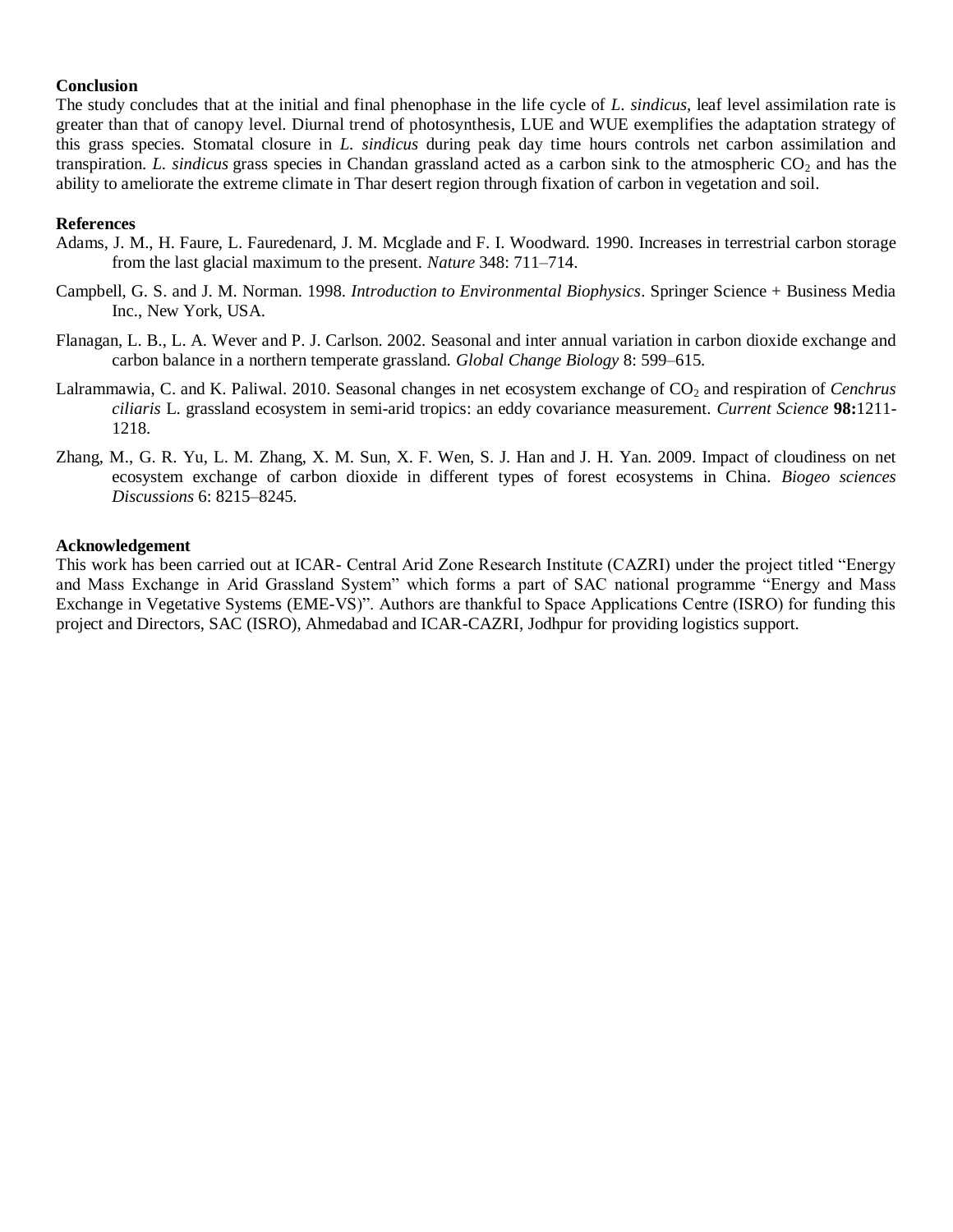## Conclusion

The study concludes that at the initial and final phenophase in the life cycle of *L. sindicus*, leaf level assimilation rate is greater than that of canopy level. Diurnal trend of photosynthesis, LUE and WUE exemplifies the adaptation strategy of this grass species. Stomatal closure in *L. sindicus* during peak day time hours controls net carbon assimilation and transpiration. *L. sindicus* grass species in Chandan grassland acted as a carbon sink to the atmospheric $CO_2$ and has the ability to ameliorate the extreme climate in Thar desert region through fixation of carbon in vegetation and soil.

## References

Adams, J. M., H. Faure, L. Fauredenard, J. M. Mcglade and F. I. Woodward. 1990. Increases in terrestrial carbon storage from the last glacial maximum to the present. *Nature* 348: 711–714.

Campbell, G. S. and J. M. Norman. 1998. *Introduction to Environmental Biophysics*. Springer Science + Business Media Inc., New York, USA.

Flanagan, L. B., L. A. Wever and P. J. Carlson. 2002. Seasonal and inter annual variation in carbon dioxide exchange and carbon balance in a northern temperate grassland. *Global Change Biology* 8: 599–615.

Lalrammawia, C. and K. Paliwal. 2010. Seasonal changes in net ecosystem exchange of $CO_2$ and respiration of *Cenchrus ciliaris* L. grassland ecosystem in semi-arid tropics: an eddy covariance measurement. *Current Science* **98:**1211-1218.

Zhang, M., G. R. Yu, L. M. Zhang, X. M. Sun, X. F. Wen, S. J. Han and J. H. Yan. 2009. Impact of cloudiness on net ecosystem exchange of carbon dioxide in different types of forest ecosystems in China. *Biogeo sciences Discussions* 6: 8215–8245.

## Acknowledgement

This work has been carried out at ICAR- Central Arid Zone Research Institute (CAZRI) under the project titled "Energy and Mass Exchange in Arid Grassland System" which forms a part of SAC national programme "Energy and Mass Exchange in Vegetative Systems (EME-VS)". Authors are thankful to Space Applications Centre (ISRO) for funding this project and Directors, SAC (ISRO), Ahmedabad and ICAR-CAZRI, Jodhpur for providing logistics support.